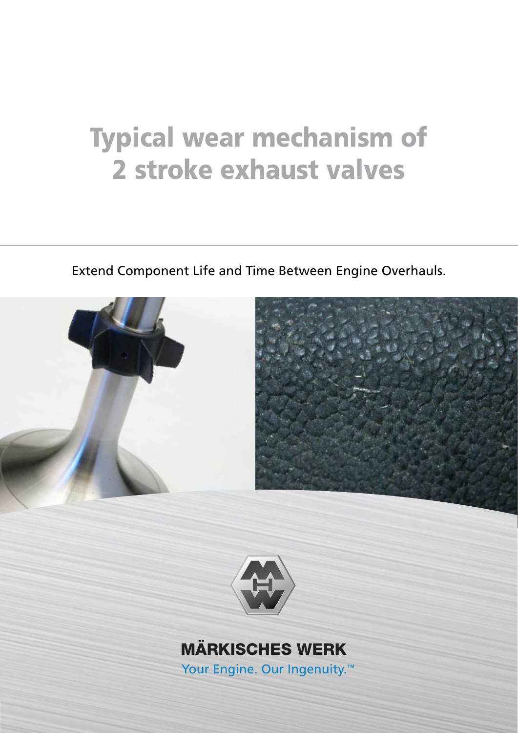# Typical wear mechanism of 2 stroke exhaust valves

Extend Component Life and Time Between Engine Overhauls.

**MÄRKISCHES WERK**

Your Engine. Our Ingenuity.™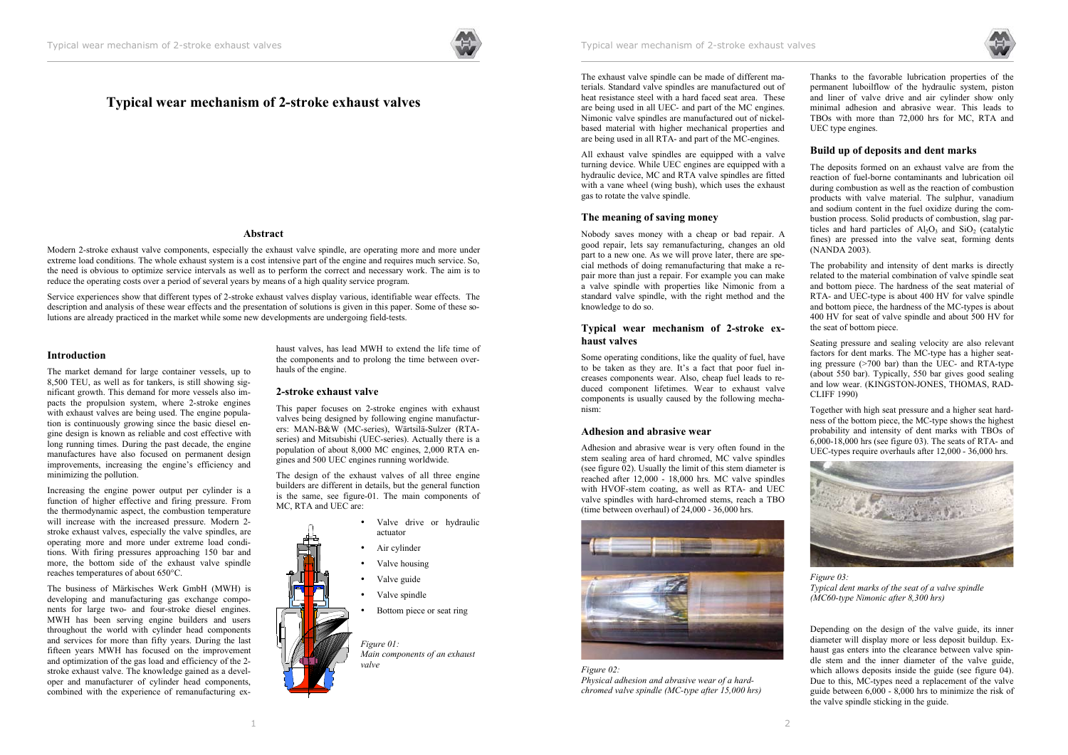# Typical wear mechanism of 2-stroke exhaust valves

## Abstract

Modern 2-stroke exhaust valve components, especially the exhaust valve spindle, are operating more and more under extreme load conditions. The whole exhaust system is a cost intensive part of the engine and requires much service. So, the need is obvious to optimize service intervals as well as to perform the correct and necessary work. The aim is to reduce the operating costs over a period of several years by means of a high quality service program.

Service experiences show that different types of 2-stroke exhaust valves display various, identifiable wear effects. The description and analysis of these wear effects and the presentation of solutions is given in this paper. Some of these solutions are already practiced in the market while some new developments are undergoing field-tests.

## Introduction

The market demand for large container vessels, up to 8,500 TEU, as well as for tankers, is still showing significant growth. This demand for more vessels also impacts the propulsion system, where 2-stroke engines with exhaust valves are being used. The engine population is continuously growing since the basic diesel engine design is known as reliable and cost effective with long running times. During the past decade, the engine manufactures have also focused on permanent design improvements, increasing the engine's efficiency and minimizing the pollution.

Increasing the engine power output per cylinder is a function of higher effective and firing pressure. From the thermodynamic aspect, the combustion temperature will increase with the increased pressure. Modern 2-stroke exhaust valves, especially the valve spindles, are operating more and more under extreme load conditions. With firing pressures approaching 150 bar and more, the bottom side of the exhaust valve spindle reaches temperatures of about 650°C.

The business of Märkisches Werk GmbH (MWH) is developing and manufacturing gas exchange components for large two- and four-stroke diesel engines. MWH has been serving engine builders and users throughout the world with cylinder head components and services for more than fifty years. During the last fifteen years MWH has focused on the improvement and optimization of the gas load and efficiency of the 2-stroke exhaust valve. The knowledge gained as a developer and manufacturer of cylinder head components, combined with the experience of remanufacturing exhaust valves, has lead MWH to extend the life time of the components and to prolong the time between overhauls of the engine.

## 2-stroke exhaust valve

This paper focuses on 2-stroke engines with exhaust valves being designed by following engine manufacturers: MAN-B&W (MC-series), Wärtsilä-Sulzer (RTA-series) and Mitsubishi (UEC-series). Actually there is a population of about 8,000 MC engines, 2,000 RTA engines and 500 UEC engines running worldwide.

The design of the exhaust valves of all three engine builders are different in details, but the general function is the same, see figure-01. The main components of MC, RTA and UEC are:

- Valve drive or hydraulic actuator
- Air cylinder
- Valve housing
- Valve guide
- Valve spindle
- Bottom piece or seat ring

*Figure 01: Main components of an exhaust valve*

The exhaust valve spindle can be made of different materials. Standard valve spindles are manufactured out of heat resistance steel with a hard faced seat area. These are being used in all UEC- and part of the MC engines. Nimonic valve spindles are manufactured out of nickel-based material with higher mechanical properties and are being used in all RTA- and part of the MC-engines.

All exhaust valve spindles are equipped with a valve turning device. While UEC engines are equipped with a hydraulic device, MC and RTA valve spindles are fitted with a vane wheel (wing bush), which uses the exhaust gas to rotate the valve spindle.

## The meaning of saving money

Nobody saves money with a cheap or bad repair. A good repair, lets say remanufacturing, changes an old part to a new one. As we will prove later, there are special methods of doing remanufacturing that make a repair more than just a repair. For example you can make a valve spindle with properties like Nimonic from a standard valve spindle, with the right method and the knowledge to do so.

## Typical wear mechanism of 2-stroke exhaust valves

Some operating conditions, like the quality of fuel, have to be taken as they are. It's a fact that poor fuel increases components wear. Also, cheap fuel leads to reduced component lifetimes. Wear to exhaust valve components is usually caused by the following mechanism:

## Adhesion and abrasive wear

Adhesion and abrasive wear is very often found in the stem sealing area of hard chromed, MC valve spindles (see figure 02). Usually the limit of this stem diameter is reached after 12,000 - 18,000 hrs. MC valve spindles with HVOF-stem coating, as well as RTA- and UEC valve spindles with hard-chromed stems, reach a TBO (time between overhaul) of 24,000 - 36,000 hrs.

*Figure 02: Physical adhesion and abrasive wear of a hard-chromed valve spindle (MC-type after 15,000 hrs)*

Thanks to the favorable lubrication properties of the permanent luboilflow of the hydraulic system, piston and liner of valve drive and air cylinder show only minimal adhesion and abrasive wear. This leads to TBOs with more than 72,000 hrs for MC, RTA and UEC type engines.

## Build up of deposits and dent marks

The deposits formed on an exhaust valve are from the reaction of fuel-borne contaminants and lubrication oil during combustion as well as the reaction of combustion products with valve material. The sulphur, vanadium and sodium content in the fuel oxidize during the combustion process. Solid products of combustion, slag particles and hard particles of $Al_2O_3$ and $SiO_2$ (catalytic fines) are pressed into the valve seat, forming dents (NANDA 2003).

The probability and intensity of dent marks is directly related to the material combination of valve spindle seat and bottom piece. The hardness of the seat material of RTA- and UEC-type is about 400 HV for valve spindle and bottom piece, the hardness of the MC-types is about 400 HV for seat of valve spindle and about 500 HV for the seat of bottom piece.

Seating pressure and sealing velocity are also relevant factors for dent marks. The MC-type has a higher seating pressure (>700 bar) than the UEC- and RTA-type (about 550 bar). Typically, 550 bar gives good sealing and low wear. (KINGSTON-JONES, THOMAS, RADCLIFF 1990)

Together with high seat pressure and a higher seat hardness of the bottom piece, the MC-type shows the highest probability and intensity of dent marks with TBOs of 6,000-18,000 hrs (see figure 03). The seats of RTA- and UEC-types require overhauls after 12,000 - 36,000 hrs.

*Figure 03: Typical dent marks of the seat of a valve spindle (MC60-type Nimonic after 8,300 hrs)*

Depending on the design of the valve guide, its inner diameter will display more or less deposit buildup. Exhaust gas enters into the clearance between valve spindle stem and the inner diameter of the valve guide, which allows deposits inside the guide (see figure 04). Due to this, MC-types need a replacement of the valve guide between 6,000 - 8,000 hrs to minimize the risk of the valve spindle sticking in the guide.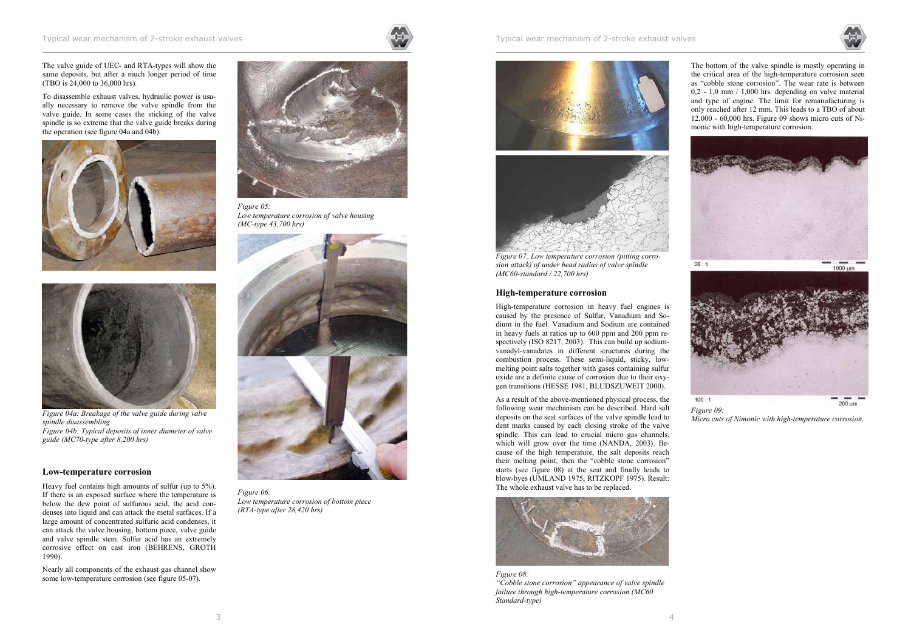The valve guide of UEC- and RTA-types will show the same deposits, but after a much longer period of time (TBO is 24,000 to 36,000 hrs).

To disassemble exhaust valves, hydraulic power is usually necessary to remove the valve spindle from the valve guide. In some cases the sticking of the valve spindle is so extreme that the valve guide breaks during the operation (see figure 04a and 04b).

*Figure 04a: Breakage of the valve guide during valve spindle disassembling*
*Figure 04b: Typical deposits of inner diameter of valve guide (MC70-type after 8,200 hrs)*

## Low-temperature corrosion

Heavy fuel contains high amounts of sulfur (up to 5%). If there is an exposed surface where the temperature is below the dew point of sulfurous acid, the acid condenses into liquid and can attack the metal surfaces. If a large amount of concentrated sulfuric acid condenses, it can attack the valve housing, bottom piece, valve guide and valve spindle stem. Sulfur acid has an extremely corrosive effect on cast iron (BEHRENS, GROTH 1990).

Nearly all components of the exhaust gas channel show some low-temperature corrosion (see figure 05-07).

*Figure 05: Low temperature corrosion of valve housing (MC-type 43,700 hrs)*

*Figure 06: Low temperature corrosion of bottom piece (RTA-type after 28,420 hrs)*

*Figure 07: Low temperature corrosion (pitting corrosion attack) of under head radius of valve spindle (MC60-standard / 22,700 hrs)*

## High-temperature corrosion

High-temperature corrosion in heavy fuel engines is caused by the presence of Sulfur, Vanadium and Sodium in the fuel. Vanadium and Sodium are contained in heavy fuels at ratios up to 600 ppm and 200 ppm respectively (ISO 8217, 2003). This can build up sodium-vanadyl-vanadates in different structures during the combustion process. These semi-liquid, sticky, low-melting point salts together with gases containing sulfur oxide are a definite cause of corrosion due to their oxygen transitions (HESSE 1981, BLUDSZUWEIT 2000).

As a result of the above-mentioned physical process, the following wear mechanism can be described. Hard salt deposits on the seat surfaces of the valve spindle lead to dent marks caused by each closing stroke of the valve spindle. This can lead to crucial micro gas channels, which will grow over the time (NANDA, 2003). Because of the high temperature, the salt deposits reach their melting point, then the "cobble stone corrosion" starts (see figure 08) at the seat and finally leads to blow-byes (UMLAND 1975, RITZKOPF 1975). Result: The whole exhaust valve has to be replaced.

*Figure 08: "Cobble stone corrosion" appearance of valve spindle failure through high-temperature corrosion (MC60 Standard-type)*

The bottom of the valve spindle is mostly operating in the critical area of the high-temperature corrosion seen as "cobble stone corrosion". The wear rate is between 0,2 - 1,0 mm / 1,000 hrs. depending on valve material and type of engine. The limit for remanufacturing is only reached after 12 mm. This leads to a TBO of about 12,000 - 60,000 hrs. Figure 09 shows micro cuts of Nimonic with high-temperature corrosion.

25 : 1 — 1000 um

100 : 1 — 200 um

*Figure 09: Micro cuts of Nimonic with high-temperature corrosion.*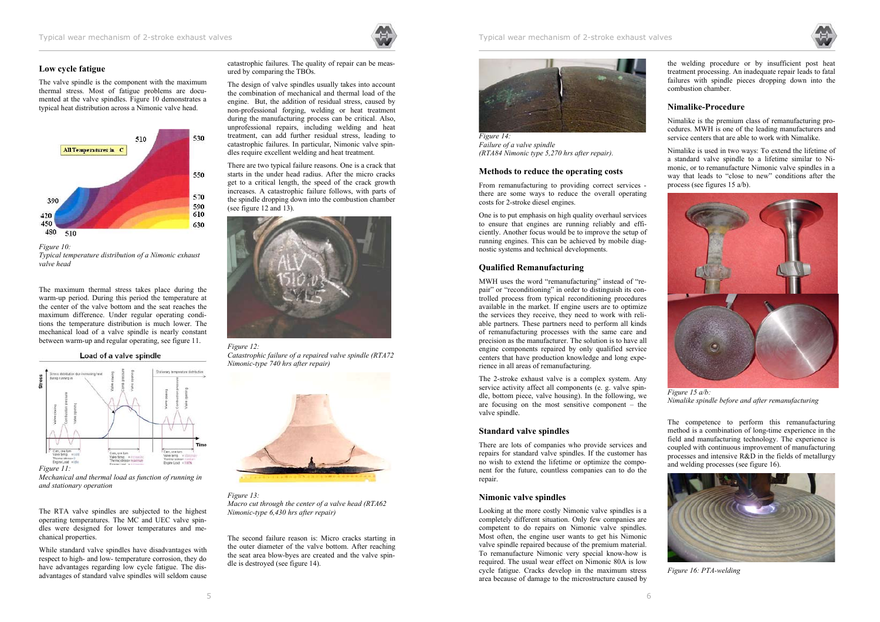## Low cycle fatigue

The valve spindle is the component with the maximum thermal stress. Most of fatigue problems are documented at the valve spindles. Figure 10 demonstrates a typical heat distribution across a Nimonic valve head.

*Figure 10:*
*Typical temperature distribution of a Nimonic exhaust valve head*

The maximum thermal stress takes place during the warm-up period. During this period the temperature at the center of the valve bottom and the seat reaches the maximum difference. Under regular operating conditions the temperature distribution is much lower. The mechanical load of a valve spindle is nearly constant between warm-up and regular operating, see figure 11.

*Figure 11:*
*Mechanical and thermal load as function of running in and stationary operation*

The RTA valve spindles are subjected to the highest operating temperatures. The MC and UEC valve spindles were designed for lower temperatures and mechanical properties.

While standard valve spindles have disadvantages with respect to high- and low- temperature corrosion, they do have advantages regarding low cycle fatigue. The disadvantages of standard valve spindles will seldom cause catastrophic failures. The quality of repair can be measured by comparing the TBOs.

The design of valve spindles usually takes into account the combination of mechanical and thermal load of the engine. But, the addition of residual stress, caused by non-professional forging, welding or heat treatment during the manufacturing process can be critical. Also, unprofessional repairs, including welding and heat treatment, can add further residual stress, leading to catastrophic failures. In particular, Nimonic valve spindles require excellent welding and heat treatment.

There are two typical failure reasons. One is a crack that starts in the under head radius. After the micro cracks get to a critical length, the speed of the crack growth increases. A catastrophic failure follows, with parts of the spindle dropping down into the combustion chamber (see figure 12 and 13).

*Figure 12:*
*Catastrophic failure of a repaired valve spindle (RTA72 Nimonic-type 740 hrs after repair)*

*Figure 13:*
*Macro cut through the center of a valve head (RTA62 Nimonic-type 6,430 hrs after repair)*

The second failure reason is: Micro cracks starting in the outer diameter of the valve bottom. After reaching the seat area blow-byes are created and the valve spindle is destroyed (see figure 14).

*Figure 14:*
*Failure of a valve spindle*
*(RTA84 Nimonic type 5,270 hrs after repair).*

## Methods to reduce the operating costs

From remanufacturing to providing correct services - there are some ways to reduce the overall operating costs for 2-stroke diesel engines.

One is to put emphasis on high quality overhaul services to ensure that engines are running reliably and efficiently. Another focus would be to improve the setup of running engines. This can be achieved by mobile diagnostic systems and technical developments.

## Qualified Remanufacturing

MWH uses the word "remanufacturing" instead of "repair" or "reconditioning" in order to distinguish its controlled process from typical reconditioning procedures available in the market. If engine users are to optimize the services they receive, they need to work with reliable partners. These partners need to perform all kinds of remanufacturing processes with the same care and precision as the manufacturer. The solution is to have all engine components repaired by only qualified service centers that have production knowledge and long experience in all areas of remanufacturing.

The 2-stroke exhaust valve is a complex system. Any service activity affect all components (e. g. valve spindle, bottom piece, valve housing). In the following, we are focusing on the most sensitive component – the valve spindle.

## Standard valve spindles

There are lots of companies who provide services and repairs for standard valve spindles. If the customer has no wish to extend the lifetime or optimize the component for the future, countless companies can to do the repair.

## Nimonic valve spindles

Looking at the more costly Nimonic valve spindles is a completely different situation. Only few companies are competent to do repairs on Nimonic valve spindles. Most often, the engine user wants to get his Nimonic valve spindle repaired because of the premium material. To remanufacture Nimonic very special know-how is required. The usual wear effect on Nimonic 80A is low cycle fatigue. Cracks develop in the maximum stress area because of damage to the microstructure caused by the welding procedure or by insufficient post heat treatment processing. An inadequate repair leads to fatal failures with spindle pieces dropping down into the combustion chamber.

## Nimalike-Procedure

Nimalike is the premium class of remanufacturing procedures. MWH is one of the leading manufacturers and service centers that are able to work with Nimalike.

Nimalike is used in two ways: To extend the lifetime of a standard valve spindle to a lifetime similar to Nimonic, or to remanufacture Nimonic valve spindles in a way that leads to "close to new" conditions after the process (see figures 15 a/b).

*Figure 15 a/b:*
*Nimalike spindle before and after remanufacturing*

The competence to perform this remanufacturing method is a combination of long-time experience in the field and manufacturing technology. The experience is coupled with continuous improvement of manufacturing processes and intensive R&D in the fields of metallurgy and welding processes (see figure 16).

*Figure 16: PTA-welding*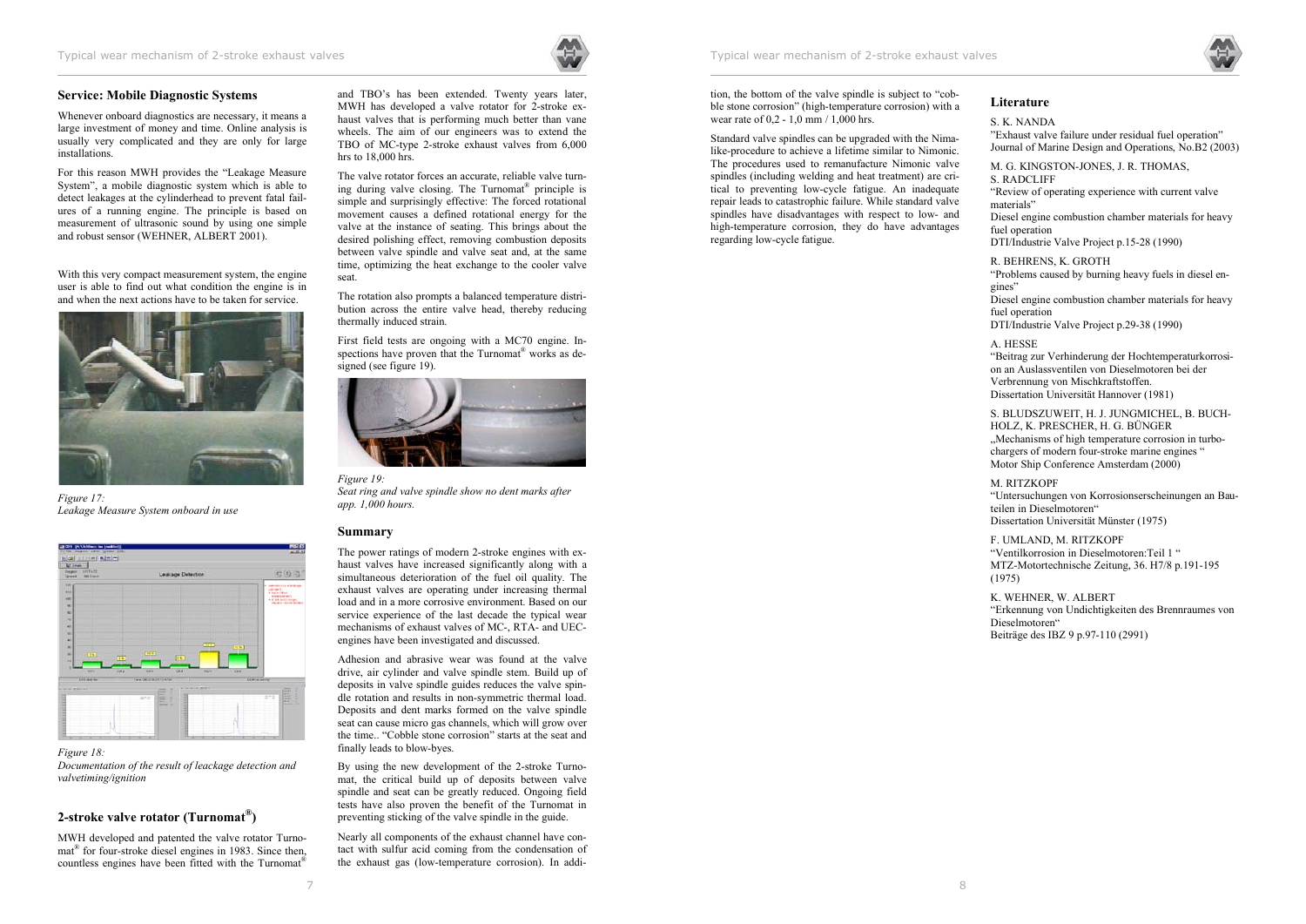## Service: Mobile Diagnostic Systems

Whenever onboard diagnostics are necessary, it means a large investment of money and time. Online analysis is usually very complicated and they are only for large installations.

For this reason MWH provides the "Leakage Measure System", a mobile diagnostic system which is able to detect leakages at the cylinderhead to prevent fatal failures of a running engine. The principle is based on measurement of ultrasonic sound by using one simple and robust sensor (WEHNER, ALBERT 2001).

With this very compact measurement system, the engine user is able to find out what condition the engine is in and when the next actions have to be taken for service.

*Figure 17:*
*Leakage Measure System onboard in use*

*Figure 18:*
*Documentation of the result of leackage detection and valvetiming/ignition*

## 2-stroke valve rotator (Turnomat®)

MWH developed and patented the valve rotator Turnomat® for four-stroke diesel engines in 1983. Since then, countless engines have been fitted with the Turnomat® and TBO's has been extended. Twenty years later, MWH has developed a valve rotator for 2-stroke exhaust valves that is performing much better than vane wheels. The aim of our engineers was to extend the TBO of MC-type 2-stroke exhaust valves from 6,000 hrs to 18,000 hrs.

The valve rotator forces an accurate, reliable valve turning during valve closing. The Turnomat® principle is simple and surprisingly effective: The forced rotational movement causes a defined rotational energy for the valve at the instance of seating. This brings about the desired polishing effect, removing combustion deposits between valve spindle and valve seat and, at the same time, optimizing the heat exchange to the cooler valve seat.

The rotation also prompts a balanced temperature distribution across the entire valve head, thereby reducing thermally induced strain.

First field tests are ongoing with a MC70 engine. Inspections have proven that the Turnomat® works as designed (see figure 19).

*Figure 19:*
*Seat ring and valve spindle show no dent marks after app. 1,000 hours.*

## Summary

The power ratings of modern 2-stroke engines with exhaust valves have increased significantly along with a simultaneous deterioration of the fuel oil quality. The exhaust valves are operating under increasing thermal load and in a more corrosive environment. Based on our service experience of the last decade the typical wear mechanisms of exhaust valves of MC-, RTA- and UEC-engines have been investigated and discussed.

Adhesion and abrasive wear was found at the valve drive, air cylinder and valve spindle stem. Build up of deposits in valve spindle guides reduces the valve spindle rotation and results in non-symmetric thermal load. Deposits and dent marks formed on the valve spindle seat can cause micro gas channels, which will grow over the time.. "Cobble stone corrosion" starts at the seat and finally leads to blow-byes.

By using the new development of the 2-stroke Turnomat, the critical build up of deposits between valve spindle and seat can be greatly reduced. Ongoing field tests have also proven the benefit of the Turnomat in preventing sticking of the valve spindle in the guide.

Nearly all components of the exhaust channel have contact with sulfur acid coming from the condensation of the exhaust gas (low-temperature corrosion). In addition, the bottom of the valve spindle is subject to "cobble stone corrosion" (high-temperature corrosion) with a wear rate of 0,2 - 1,0 mm / 1,000 hrs.

Standard valve spindles can be upgraded with the Nima-like-procedure to achieve a lifetime similar to Nimonic. The procedures used to remanufacture Nimonic valve spindles (including welding and heat treatment) are critical to preventing low-cycle fatigue. An inadequate repair leads to catastrophic failure. While standard valve spindles have disadvantages with respect to low- and high-temperature corrosion, they do have advantages regarding low-cycle fatigue.

## Literature

S. K. NANDA
"Exhaust valve failure under residual fuel operation"
Journal of Marine Design and Operations, No.B2 (2003)

M. G. KINGSTON-JONES, J. R. THOMAS, S. RADCLIFF
"Review of operating experience with current valve materials"
Diesel engine combustion chamber materials for heavy fuel operation
DTI/Industrie Valve Project p.15-28 (1990)

R. BEHRENS, K. GROTH
"Problems caused by burning heavy fuels in diesel engines"
Diesel engine combustion chamber materials for heavy fuel operation
DTI/Industrie Valve Project p.29-38 (1990)

A. HESSE
"Beitrag zur Verhinderung der Hochtemperaturkorrosion an Auslassventilen von Dieselmotoren bei der Verbrennung von Mischkraftstoffen.
Dissertation Universität Hannover (1981)

S. BLUDSZUWEIT, H. J. JUNGMICHEL, B. BUCHHOLZ, K. PRESCHER, H. G. BÜNGER
„Mechanisms of high temperature corrosion in turbochargers of modern four-stroke marine engines "
Motor Ship Conference Amsterdam (2000)

M. RITZKOPF
"Untersuchungen von Korrosionserscheinungen an Bauteilen in Dieselmotoren"
Dissertation Universität Münster (1975)

F. UMLAND, M. RITZKOPF
"Ventilkorrosion in Dieselmotoren:Teil 1 "
MTZ-Motortechnische Zeitung, 36. H7/8 p.191-195 (1975)

K. WEHNER, W. ALBERT
"Erkennung von Undichtigkeiten des Brennraumes von Dieselmotoren"
Beiträge des IBZ 9 p.97-110 (2991)